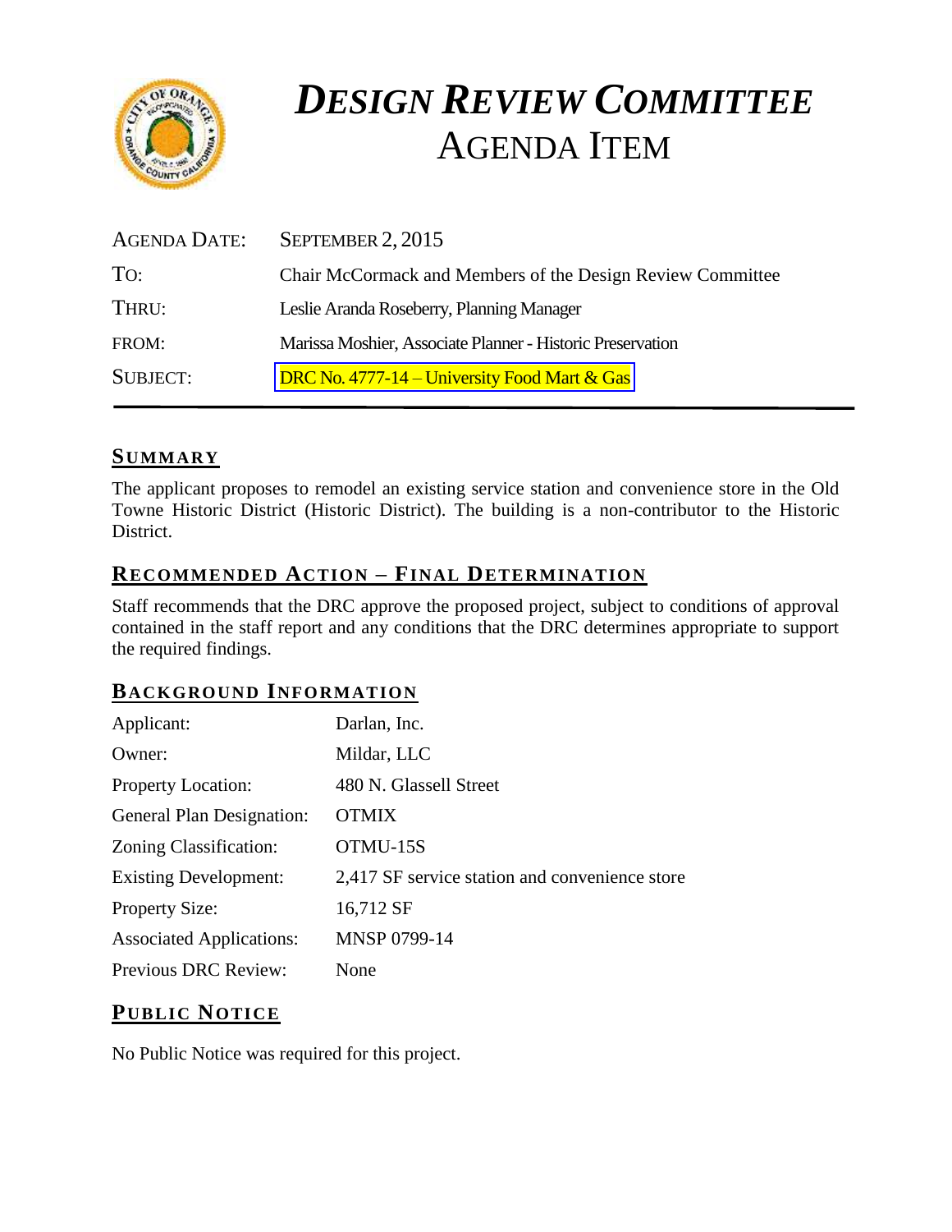# *DESIGN REVIEW COMMITTEE*
# AGENDA ITEM

| | |
|---|---|
| AGENDA DATE: | SEPTEMBER 2, 2015 |
| TO: | Chair McCormack and Members of the Design Review Committee |
| THRU: | Leslie Aranda Roseberry, Planning Manager |
| FROM: | Marissa Moshier, Associate Planner - Historic Preservation |
| SUBJECT: | DRC No. 4777-14 – University Food Mart & Gas |

## SUMMARY

The applicant proposes to remodel an existing service station and convenience store in the Old Towne Historic District (Historic District). The building is a non-contributor to the Historic District.

## RECOMMENDED ACTION – FINAL DETERMINATION

Staff recommends that the DRC approve the proposed project, subject to conditions of approval contained in the staff report and any conditions that the DRC determines appropriate to support the required findings.

## BACKGROUND INFORMATION

| | |
|---|---|
| Applicant: | Darlan, Inc. |
| Owner: | Mildar, LLC |
| Property Location: | 480 N. Glassell Street |
| General Plan Designation: | OTMIX |
| Zoning Classification: | OTMU-15S |
| Existing Development: | 2,417 SF service station and convenience store |
| Property Size: | 16,712 SF |
| Associated Applications: | MNSP 0799-14 |
| Previous DRC Review: | None |

## PUBLIC NOTICE

No Public Notice was required for this project.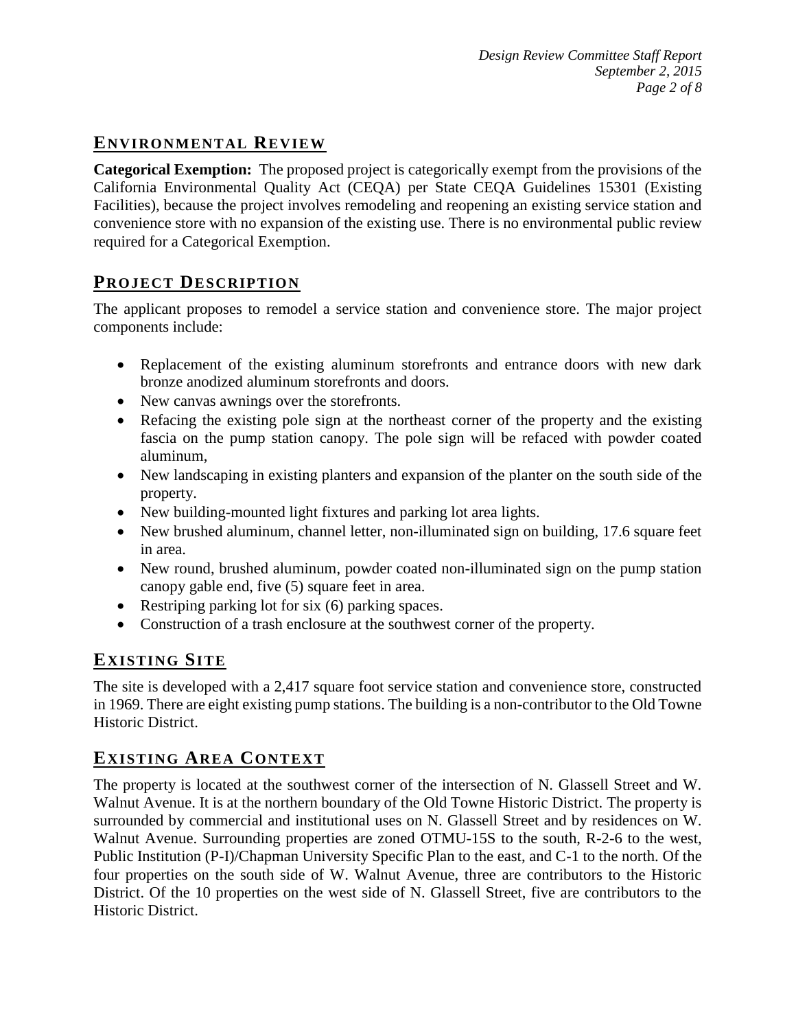## Environmental Review

**Categorical Exemption:** The proposed project is categorically exempt from the provisions of the California Environmental Quality Act (CEQA) per State CEQA Guidelines 15301 (Existing Facilities), because the project involves remodeling and reopening an existing service station and convenience store with no expansion of the existing use. There is no environmental public review required for a Categorical Exemption.

## Project Description

The applicant proposes to remodel a service station and convenience store. The major project components include:

- Replacement of the existing aluminum storefronts and entrance doors with new dark bronze anodized aluminum storefronts and doors.
- New canvas awnings over the storefronts.
- Refacing the existing pole sign at the northeast corner of the property and the existing fascia on the pump station canopy. The pole sign will be refaced with powder coated aluminum,
- New landscaping in existing planters and expansion of the planter on the south side of the property.
- New building-mounted light fixtures and parking lot area lights.
- New brushed aluminum, channel letter, non-illuminated sign on building, 17.6 square feet in area.
- New round, brushed aluminum, powder coated non-illuminated sign on the pump station canopy gable end, five (5) square feet in area.
- Restriping parking lot for six (6) parking spaces.
- Construction of a trash enclosure at the southwest corner of the property.

## Existing Site

The site is developed with a 2,417 square foot service station and convenience store, constructed in 1969. There are eight existing pump stations. The building is a non-contributor to the Old Towne Historic District.

## Existing Area Context

The property is located at the southwest corner of the intersection of N. Glassell Street and W. Walnut Avenue. It is at the northern boundary of the Old Towne Historic District. The property is surrounded by commercial and institutional uses on N. Glassell Street and by residences on W. Walnut Avenue. Surrounding properties are zoned OTMU-15S to the south, R-2-6 to the west, Public Institution (P-I)/Chapman University Specific Plan to the east, and C-1 to the north. Of the four properties on the south side of W. Walnut Avenue, three are contributors to the Historic District. Of the 10 properties on the west side of N. Glassell Street, five are contributors to the Historic District.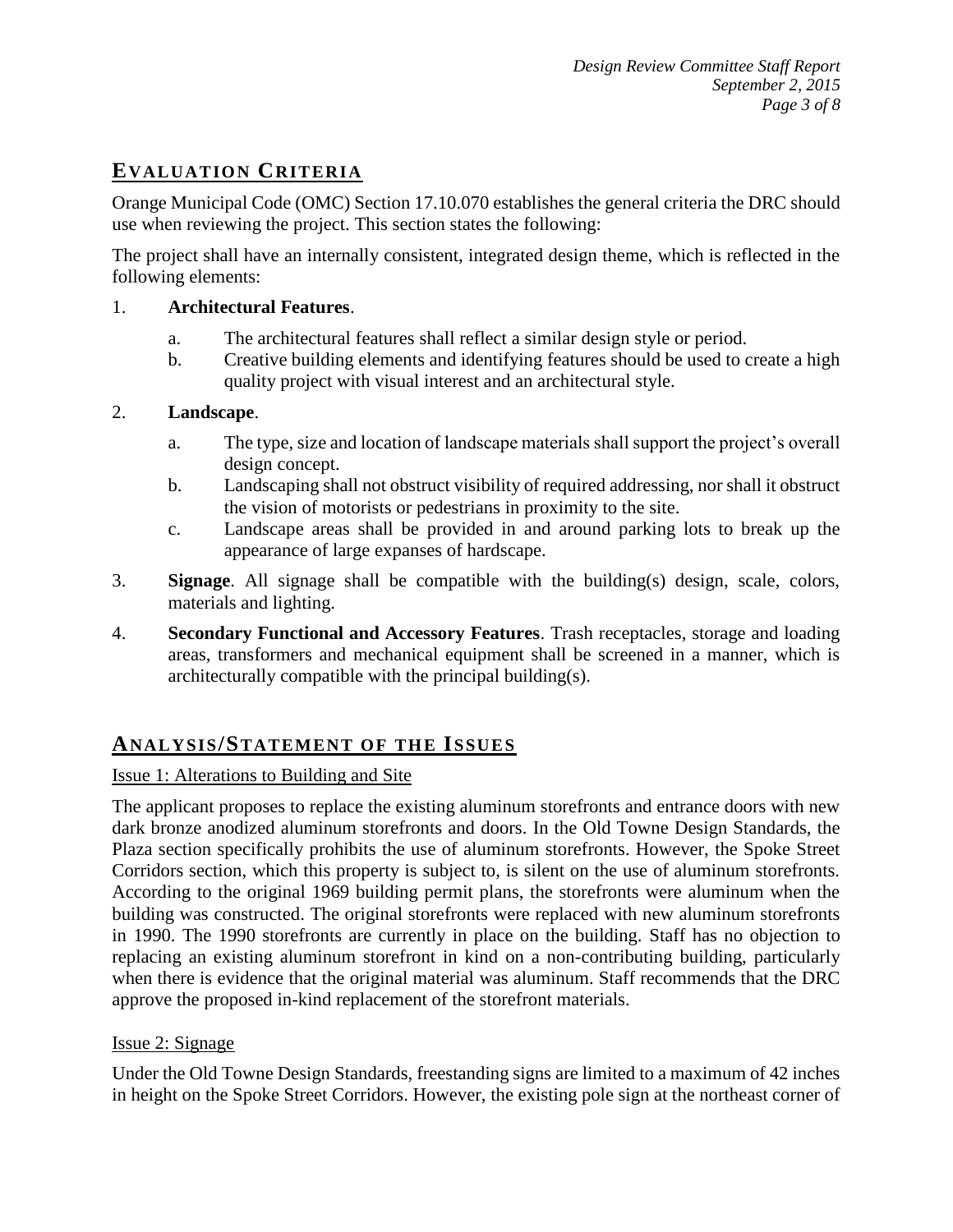## EVALUATION CRITERIA

Orange Municipal Code (OMC) Section 17.10.070 establishes the general criteria the DRC should use when reviewing the project. This section states the following:

The project shall have an internally consistent, integrated design theme, which is reflected in the following elements:

1. **Architectural Features**.
   a. The architectural features shall reflect a similar design style or period.
   b. Creative building elements and identifying features should be used to create a high quality project with visual interest and an architectural style.

2. **Landscape**.
   a. The type, size and location of landscape materials shall support the project's overall design concept.
   b. Landscaping shall not obstruct visibility of required addressing, nor shall it obstruct the vision of motorists or pedestrians in proximity to the site.
   c. Landscape areas shall be provided in and around parking lots to break up the appearance of large expanses of hardscape.

3. **Signage**. All signage shall be compatible with the building(s) design, scale, colors, materials and lighting.

4. **Secondary Functional and Accessory Features**. Trash receptacles, storage and loading areas, transformers and mechanical equipment shall be screened in a manner, which is architecturally compatible with the principal building(s).

## ANALYSIS/STATEMENT OF THE ISSUES

Issue 1: Alterations to Building and Site

The applicant proposes to replace the existing aluminum storefronts and entrance doors with new dark bronze anodized aluminum storefronts and doors. In the Old Towne Design Standards, the Plaza section specifically prohibits the use of aluminum storefronts. However, the Spoke Street Corridors section, which this property is subject to, is silent on the use of aluminum storefronts. According to the original 1969 building permit plans, the storefronts were aluminum when the building was constructed. The original storefronts were replaced with new aluminum storefronts in 1990. The 1990 storefronts are currently in place on the building. Staff has no objection to replacing an existing aluminum storefront in kind on a non-contributing building, particularly when there is evidence that the original material was aluminum. Staff recommends that the DRC approve the proposed in-kind replacement of the storefront materials.

Issue 2: Signage

Under the Old Towne Design Standards, freestanding signs are limited to a maximum of 42 inches in height on the Spoke Street Corridors. However, the existing pole sign at the northeast corner of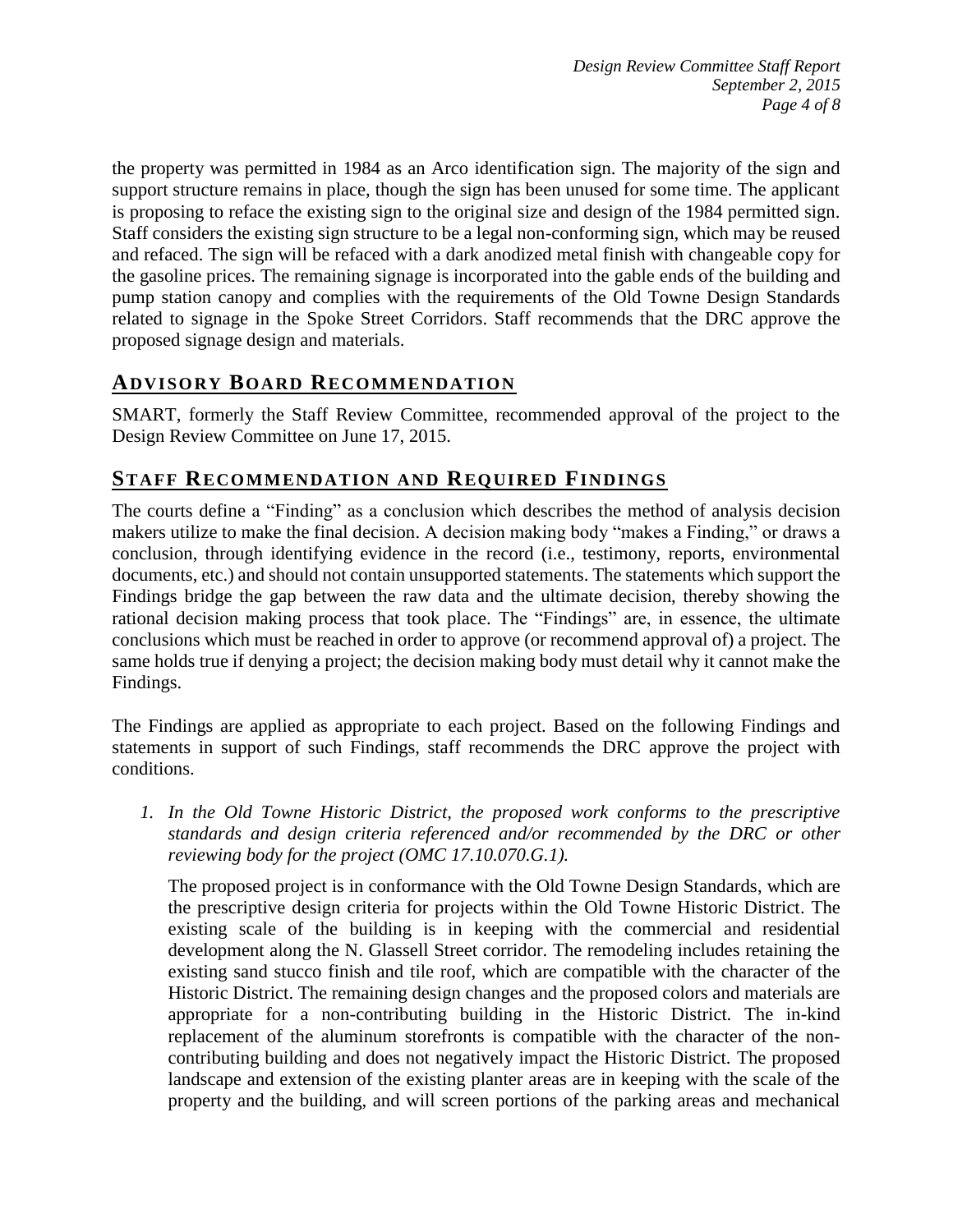the property was permitted in 1984 as an Arco identification sign. The majority of the sign and support structure remains in place, though the sign has been unused for some time. The applicant is proposing to reface the existing sign to the original size and design of the 1984 permitted sign. Staff considers the existing sign structure to be a legal non-conforming sign, which may be reused and refaced. The sign will be refaced with a dark anodized metal finish with changeable copy for the gasoline prices. The remaining signage is incorporated into the gable ends of the building and pump station canopy and complies with the requirements of the Old Towne Design Standards related to signage in the Spoke Street Corridors. Staff recommends that the DRC approve the proposed signage design and materials.

## ADVISORY BOARD RECOMMENDATION

SMART, formerly the Staff Review Committee, recommended approval of the project to the Design Review Committee on June 17, 2015.

## STAFF RECOMMENDATION AND REQUIRED FINDINGS

The courts define a "Finding" as a conclusion which describes the method of analysis decision makers utilize to make the final decision. A decision making body "makes a Finding," or draws a conclusion, through identifying evidence in the record (i.e., testimony, reports, environmental documents, etc.) and should not contain unsupported statements. The statements which support the Findings bridge the gap between the raw data and the ultimate decision, thereby showing the rational decision making process that took place. The "Findings" are, in essence, the ultimate conclusions which must be reached in order to approve (or recommend approval of) a project. The same holds true if denying a project; the decision making body must detail why it cannot make the Findings.

The Findings are applied as appropriate to each project. Based on the following Findings and statements in support of such Findings, staff recommends the DRC approve the project with conditions.

1. *In the Old Towne Historic District, the proposed work conforms to the prescriptive standards and design criteria referenced and/or recommended by the DRC or other reviewing body for the project (OMC 17.10.070.G.1).*

   The proposed project is in conformance with the Old Towne Design Standards, which are the prescriptive design criteria for projects within the Old Towne Historic District. The existing scale of the building is in keeping with the commercial and residential development along the N. Glassell Street corridor. The remodeling includes retaining the existing sand stucco finish and tile roof, which are compatible with the character of the Historic District. The remaining design changes and the proposed colors and materials are appropriate for a non-contributing building in the Historic District. The in-kind replacement of the aluminum storefronts is compatible with the character of the non-contributing building and does not negatively impact the Historic District. The proposed landscape and extension of the existing planter areas are in keeping with the scale of the property and the building, and will screen portions of the parking areas and mechanical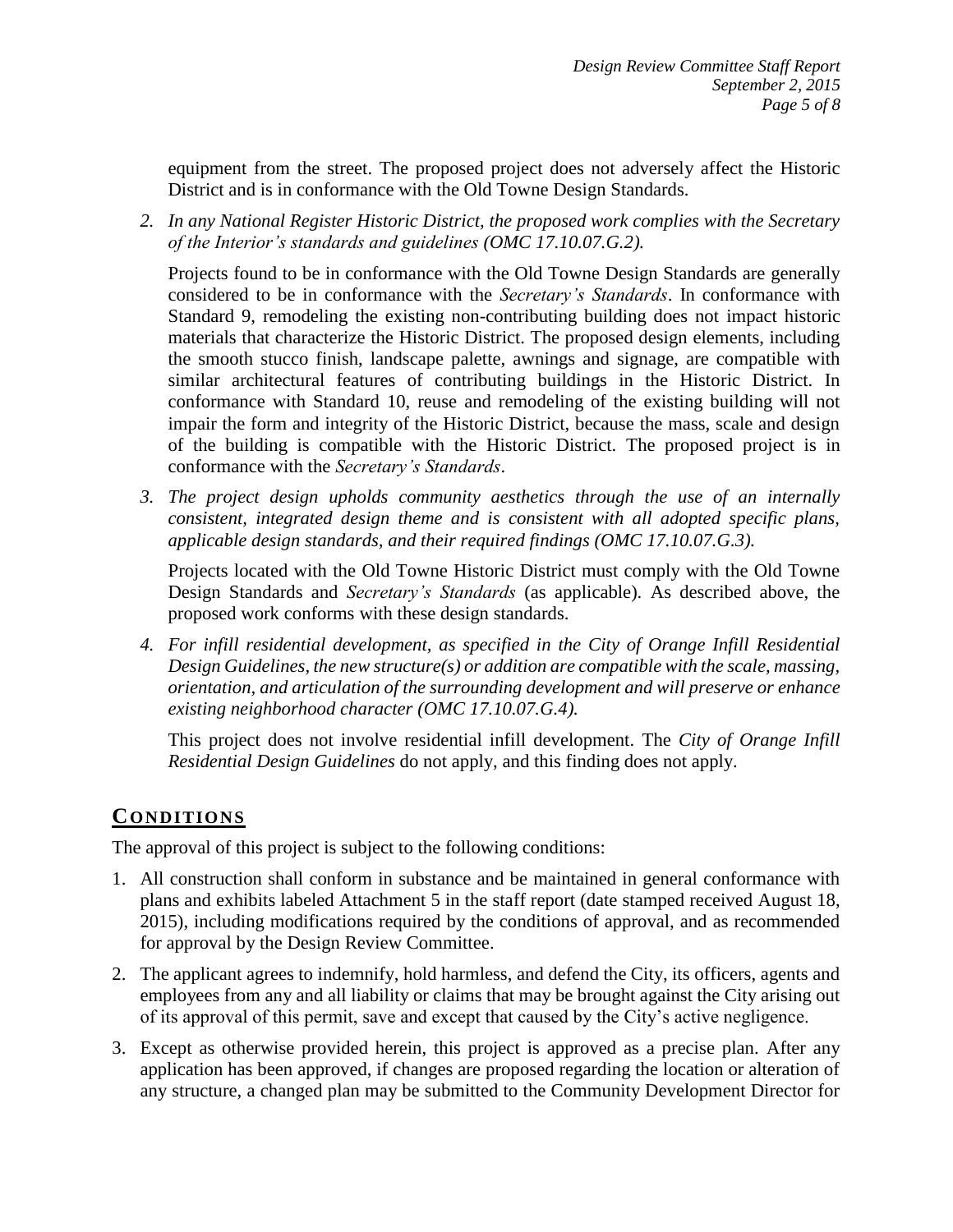equipment from the street. The proposed project does not adversely affect the Historic District and is in conformance with the Old Towne Design Standards.

2. *In any National Register Historic District, the proposed work complies with the Secretary of the Interior's standards and guidelines (OMC 17.10.07.G.2).*

   Projects found to be in conformance with the Old Towne Design Standards are generally considered to be in conformance with the *Secretary's Standards*. In conformance with Standard 9, remodeling the existing non-contributing building does not impact historic materials that characterize the Historic District. The proposed design elements, including the smooth stucco finish, landscape palette, awnings and signage, are compatible with similar architectural features of contributing buildings in the Historic District. In conformance with Standard 10, reuse and remodeling of the existing building will not impair the form and integrity of the Historic District, because the mass, scale and design of the building is compatible with the Historic District. The proposed project is in conformance with the *Secretary's Standards*.

3. *The project design upholds community aesthetics through the use of an internally consistent, integrated design theme and is consistent with all adopted specific plans, applicable design standards, and their required findings (OMC 17.10.07.G.3).*

   Projects located with the Old Towne Historic District must comply with the Old Towne Design Standards and *Secretary's Standards* (as applicable). As described above, the proposed work conforms with these design standards.

4. *For infill residential development, as specified in the City of Orange Infill Residential Design Guidelines, the new structure(s) or addition are compatible with the scale, massing, orientation, and articulation of the surrounding development and will preserve or enhance existing neighborhood character (OMC 17.10.07.G.4).*

   This project does not involve residential infill development. The *City of Orange Infill Residential Design Guidelines* do not apply, and this finding does not apply.

## CONDITIONS

The approval of this project is subject to the following conditions:

1. All construction shall conform in substance and be maintained in general conformance with plans and exhibits labeled Attachment 5 in the staff report (date stamped received August 18, 2015), including modifications required by the conditions of approval, and as recommended for approval by the Design Review Committee.
2. The applicant agrees to indemnify, hold harmless, and defend the City, its officers, agents and employees from any and all liability or claims that may be brought against the City arising out of its approval of this permit, save and except that caused by the City's active negligence.
3. Except as otherwise provided herein, this project is approved as a precise plan. After any application has been approved, if changes are proposed regarding the location or alteration of any structure, a changed plan may be submitted to the Community Development Director for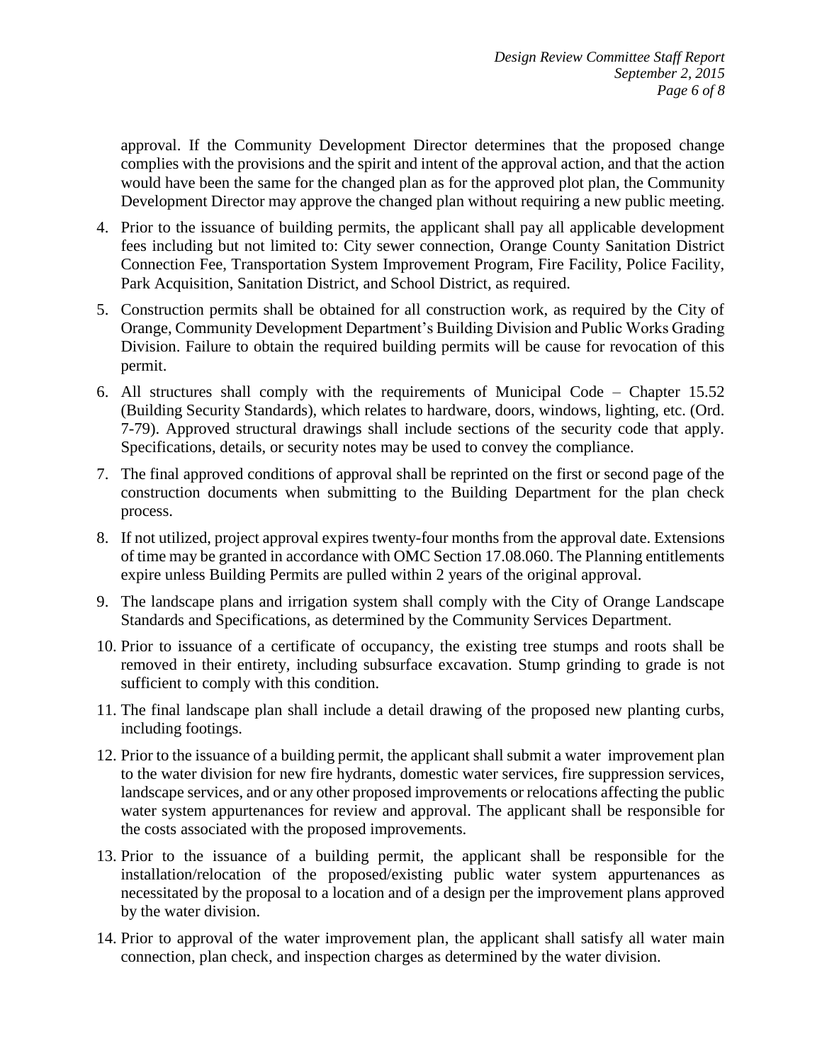approval. If the Community Development Director determines that the proposed change complies with the provisions and the spirit and intent of the approval action, and that the action would have been the same for the changed plan as for the approved plot plan, the Community Development Director may approve the changed plan without requiring a new public meeting.

4. Prior to the issuance of building permits, the applicant shall pay all applicable development fees including but not limited to: City sewer connection, Orange County Sanitation District Connection Fee, Transportation System Improvement Program, Fire Facility, Police Facility, Park Acquisition, Sanitation District, and School District, as required.

5. Construction permits shall be obtained for all construction work, as required by the City of Orange, Community Development Department's Building Division and Public Works Grading Division. Failure to obtain the required building permits will be cause for revocation of this permit.

6. All structures shall comply with the requirements of Municipal Code – Chapter 15.52 (Building Security Standards), which relates to hardware, doors, windows, lighting, etc. (Ord. 7-79). Approved structural drawings shall include sections of the security code that apply. Specifications, details, or security notes may be used to convey the compliance.

7. The final approved conditions of approval shall be reprinted on the first or second page of the construction documents when submitting to the Building Department for the plan check process.

8. If not utilized, project approval expires twenty-four months from the approval date. Extensions of time may be granted in accordance with OMC Section 17.08.060. The Planning entitlements expire unless Building Permits are pulled within 2 years of the original approval.

9. The landscape plans and irrigation system shall comply with the City of Orange Landscape Standards and Specifications, as determined by the Community Services Department.

10. Prior to issuance of a certificate of occupancy, the existing tree stumps and roots shall be removed in their entirety, including subsurface excavation. Stump grinding to grade is not sufficient to comply with this condition.

11. The final landscape plan shall include a detail drawing of the proposed new planting curbs, including footings.

12. Prior to the issuance of a building permit, the applicant shall submit a water improvement plan to the water division for new fire hydrants, domestic water services, fire suppression services, landscape services, and or any other proposed improvements or relocations affecting the public water system appurtenances for review and approval. The applicant shall be responsible for the costs associated with the proposed improvements.

13. Prior to the issuance of a building permit, the applicant shall be responsible for the installation/relocation of the proposed/existing public water system appurtenances as necessitated by the proposal to a location and of a design per the improvement plans approved by the water division.

14. Prior to approval of the water improvement plan, the applicant shall satisfy all water main connection, plan check, and inspection charges as determined by the water division.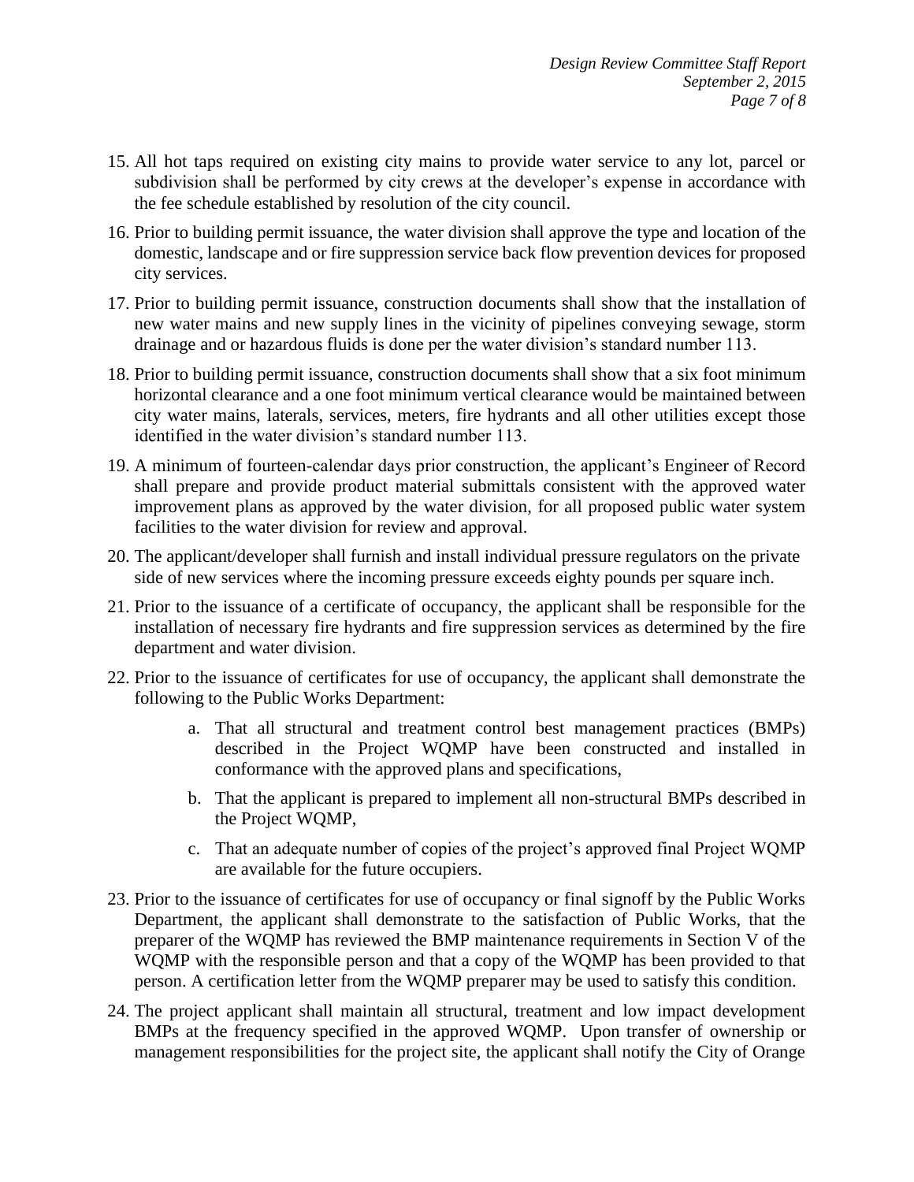15. All hot taps required on existing city mains to provide water service to any lot, parcel or subdivision shall be performed by city crews at the developer's expense in accordance with the fee schedule established by resolution of the city council.

16. Prior to building permit issuance, the water division shall approve the type and location of the domestic, landscape and or fire suppression service back flow prevention devices for proposed city services.

17. Prior to building permit issuance, construction documents shall show that the installation of new water mains and new supply lines in the vicinity of pipelines conveying sewage, storm drainage and or hazardous fluids is done per the water division's standard number 113.

18. Prior to building permit issuance, construction documents shall show that a six foot minimum horizontal clearance and a one foot minimum vertical clearance would be maintained between city water mains, laterals, services, meters, fire hydrants and all other utilities except those identified in the water division's standard number 113.

19. A minimum of fourteen-calendar days prior construction, the applicant's Engineer of Record shall prepare and provide product material submittals consistent with the approved water improvement plans as approved by the water division, for all proposed public water system facilities to the water division for review and approval.

20. The applicant/developer shall furnish and install individual pressure regulators on the private side of new services where the incoming pressure exceeds eighty pounds per square inch.

21. Prior to the issuance of a certificate of occupancy, the applicant shall be responsible for the installation of necessary fire hydrants and fire suppression services as determined by the fire department and water division.

22. Prior to the issuance of certificates for use of occupancy, the applicant shall demonstrate the following to the Public Works Department:

    a. That all structural and treatment control best management practices (BMPs) described in the Project WQMP have been constructed and installed in conformance with the approved plans and specifications,

    b. That the applicant is prepared to implement all non-structural BMPs described in the Project WQMP,

    c. That an adequate number of copies of the project's approved final Project WQMP are available for the future occupiers.

23. Prior to the issuance of certificates for use of occupancy or final signoff by the Public Works Department, the applicant shall demonstrate to the satisfaction of Public Works, that the preparer of the WQMP has reviewed the BMP maintenance requirements in Section V of the WQMP with the responsible person and that a copy of the WQMP has been provided to that person. A certification letter from the WQMP preparer may be used to satisfy this condition.

24. The project applicant shall maintain all structural, treatment and low impact development BMPs at the frequency specified in the approved WQMP. Upon transfer of ownership or management responsibilities for the project site, the applicant shall notify the City of Orange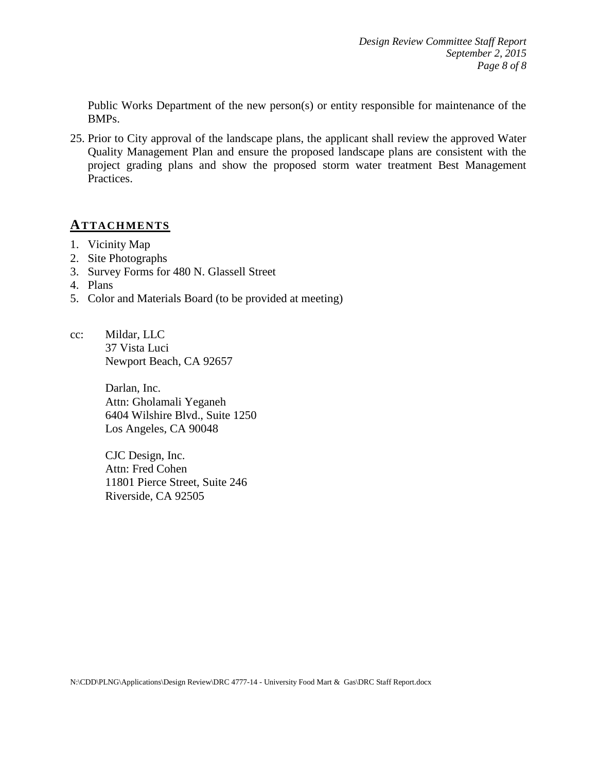Public Works Department of the new person(s) or entity responsible for maintenance of the BMPs.

25. Prior to City approval of the landscape plans, the applicant shall review the approved Water Quality Management Plan and ensure the proposed landscape plans are consistent with the project grading plans and show the proposed storm water treatment Best Management Practices.

## ATTACHMENTS

1. Vicinity Map
2. Site Photographs
3. Survey Forms for 480 N. Glassell Street
4. Plans
5. Color and Materials Board (to be provided at meeting)

cc: Mildar, LLC
37 Vista Luci
Newport Beach, CA 92657

Darlan, Inc.
Attn: Gholamali Yeganeh
6404 Wilshire Blvd., Suite 1250
Los Angeles, CA 90048

CJC Design, Inc.
Attn: Fred Cohen
11801 Pierce Street, Suite 246
Riverside, CA 92505

N:\CDD\PLNG\Applications\Design Review\DRC 4777-14 - University Food Mart & Gas\DRC Staff Report.docx